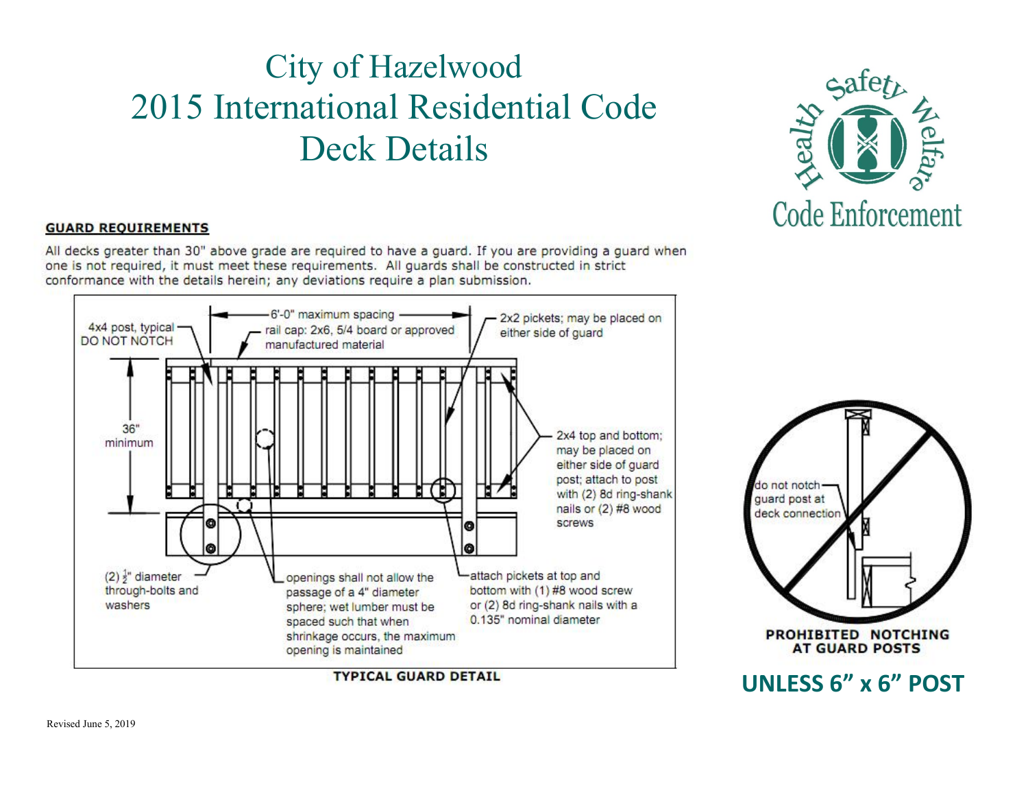# City of Hazelwood
# 2015 International Residential Code
# Deck Details

Health Safety Welfare
Code Enforcement

## GUARD REQUIREMENTS

All decks greater than 30" above grade are required to have a guard. If you are providing a guard when one is not required, it must meet these requirements. All guards shall be constructed in strict conformance with the details herein; any deviations require a plan submission.

4x4 post, typical
DO NOT NOTCH

6'-0" maximum spacing

rail cap: 2x6, 5/4 board or approved manufactured material

2x2 pickets; may be placed on either side of guard

36" minimum

2x4 top and bottom; may be placed on either side of guard post; attach to post with (2) 8d ring-shank nails or (2) #8 wood screws

(2) ½" diameter through-bolts and washers

openings shall not allow the passage of a 4" diameter sphere; wet lumber must be spaced such that when shrinkage occurs, the maximum opening is maintained

attach pickets at top and bottom with (1) #8 wood screw or (2) 8d ring-shank nails with a 0.135" nominal diameter

**TYPICAL GUARD DETAIL**

do not notch guard post at deck connection

**PROHIBITED NOTCHING AT GUARD POSTS**

**UNLESS 6" x 6" POST**

Revised June 5, 2019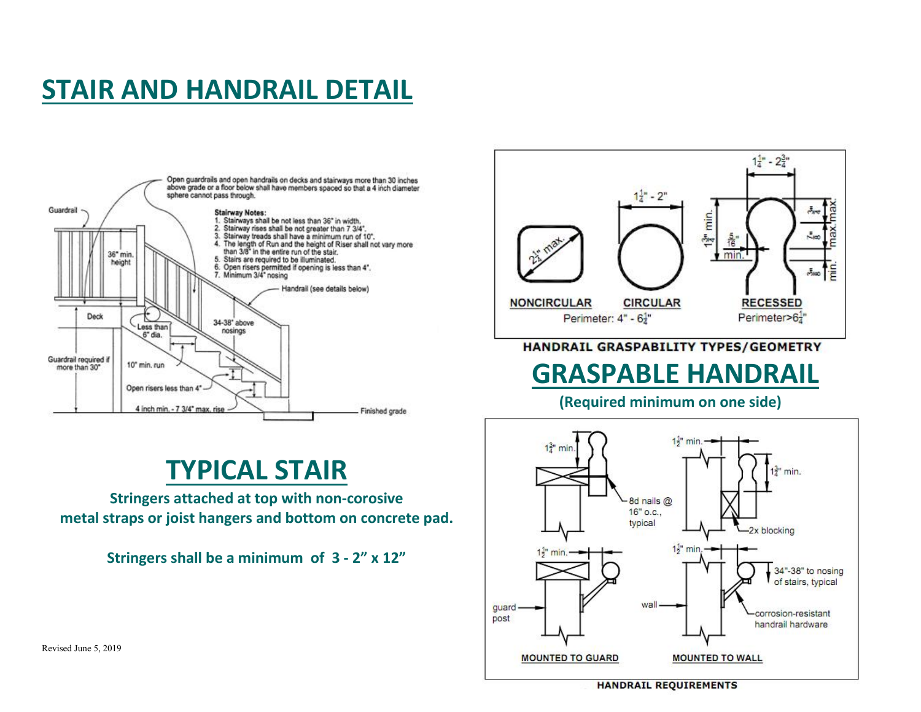# STAIR AND HANDRAIL DETAIL

Open guardrails and open handrails on decks and stairways more than 30 inches above grade or a floor below shall have members spaced so that a 4 inch diameter sphere cannot pass through.

Guardrail

**Stairway Notes:**
1. Stairways shall be not less than 36" in width.
2. Stairway rises shall be not greater than 7 3/4".
3. Stairway treads shall have a minimum run of 10".
4. The length of Run and the height of Riser shall not vary more than 3/8" in the entire run of the stair.
5. Stairs are required to be illuminated.
6. Open risers permitted if opening is less than 4".
7. Minimum 3/4" nosing

36" min. height

Handrail (see details below)

Deck

Less than 6" dia.

34-38" above nosings

Guardrail required if more than 30"

10" min. run

Open risers less than 4"

4 inch min. - 7 3/4" max. rise

Finished grade

## TYPICAL STAIR

**Stringers attached at top with non-corosive metal straps or joist hangers and bottom on concrete pad.**

**Stringers shall be a minimum of 3 - 2" x 12"**

$2\frac{1}{4}$" max.

$1\frac{1}{4}$" - 2"

$1\frac{1}{4}$" - $2\frac{3}{4}$"

$1\frac{3}{4}$" min.

$\frac{5}{16}$" min.

$\frac{3}{4}$" max.

$\frac{7}{8}$" max.

$\frac{3}{8}$" min.

NONCIRCULAR

CIRCULAR

Perimeter: 4" - $6\frac{1}{4}$"

RECESSED

Perimeter>$6\frac{1}{4}$"

HANDRAIL GRASPABILITY TYPES/GEOMETRY

## GRASPABLE HANDRAIL

**(Required minimum on one side)**

$1\frac{3}{4}$" min.

8d nails @ 16" o.c., typical

$1\frac{1}{2}$" min.

$1\frac{3}{4}$" min.

2x blocking

$1\frac{1}{2}$" min.

$1\frac{1}{2}$" min.

34"-38" to nosing of stairs, typical

guard post

wall

corrosion-resistant handrail hardware

MOUNTED TO GUARD

MOUNTED TO WALL

HANDRAIL REQUIREMENTS

Revised June 5, 2019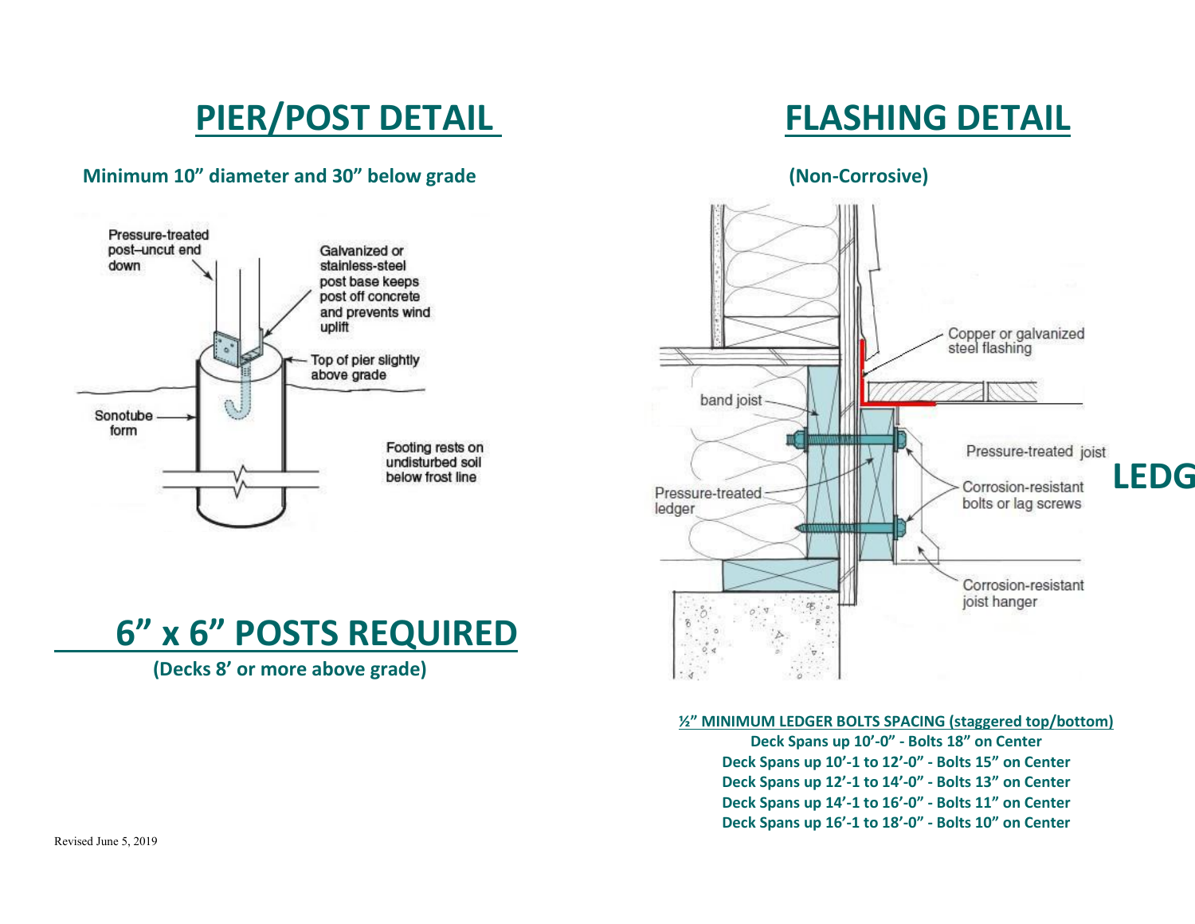# PIER/POST DETAIL

**Minimum 10" diameter and 30" below grade**

Pressure-treated post–uncut end down

Galvanized or stainless-steel post base keeps post off concrete and prevents wind uplift

Top of pier slightly above grade

Sonotube form

Footing rests on undisturbed soil below frost line

# 6" x 6" POSTS REQUIRED

**(Decks 8' or more above grade)**

# FLASHING DETAIL

**(Non-Corrosive)**

Copper or galvanized steel flashing

band joist

Pressure-treated joist

Pressure-treated ledger

Corrosion-resistant bolts or lag screws

Corrosion-resistant joist hanger

**LEDG**

**½" MINIMUM LEDGER BOLTS SPACING (staggered top/bottom)**

**Deck Spans up 10'-0" - Bolts 18" on Center**
**Deck Spans up 10'-1 to 12'-0" - Bolts 15" on Center**
**Deck Spans up 12'-1 to 14'-0" - Bolts 13" on Center**
**Deck Spans up 14'-1 to 16'-0" - Bolts 11" on Center**
**Deck Spans up 16'-1 to 18'-0" - Bolts 10" on Center**

Revised June 5, 2019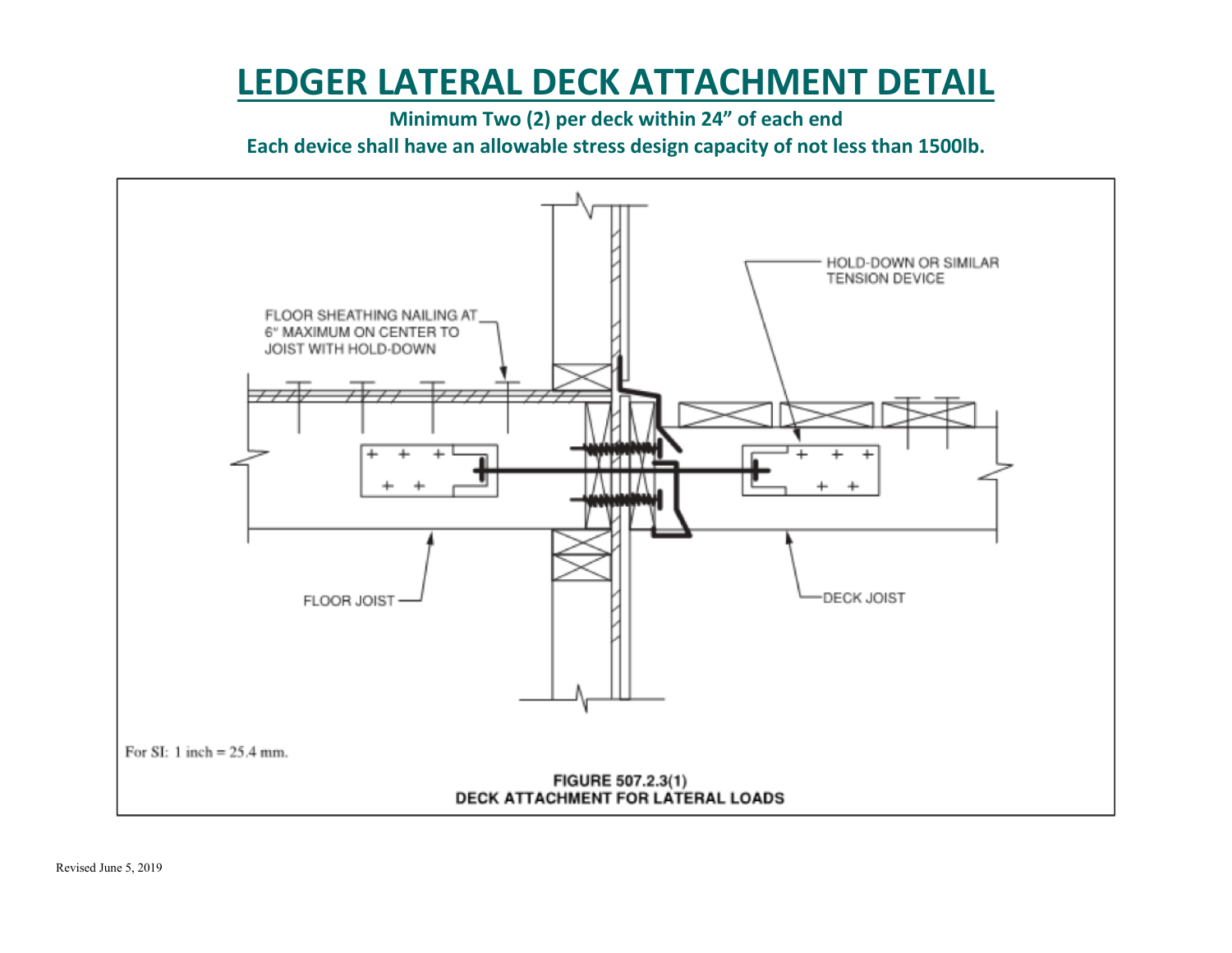# LEDGER LATERAL DECK ATTACHMENT DETAIL

**Minimum Two (2) per deck within 24" of each end**

**Each device shall have an allowable stress design capacity of not less than 1500lb.**

HOLD-DOWN OR SIMILAR TENSION DEVICE

FLOOR SHEATHING NAILING AT 6" MAXIMUM ON CENTER TO JOIST WITH HOLD-DOWN

FLOOR JOIST

DECK JOIST

For SI: 1 inch = 25.4 mm.

FIGURE 507.2.3(1)
DECK ATTACHMENT FOR LATERAL LOADS

Revised June 5, 2019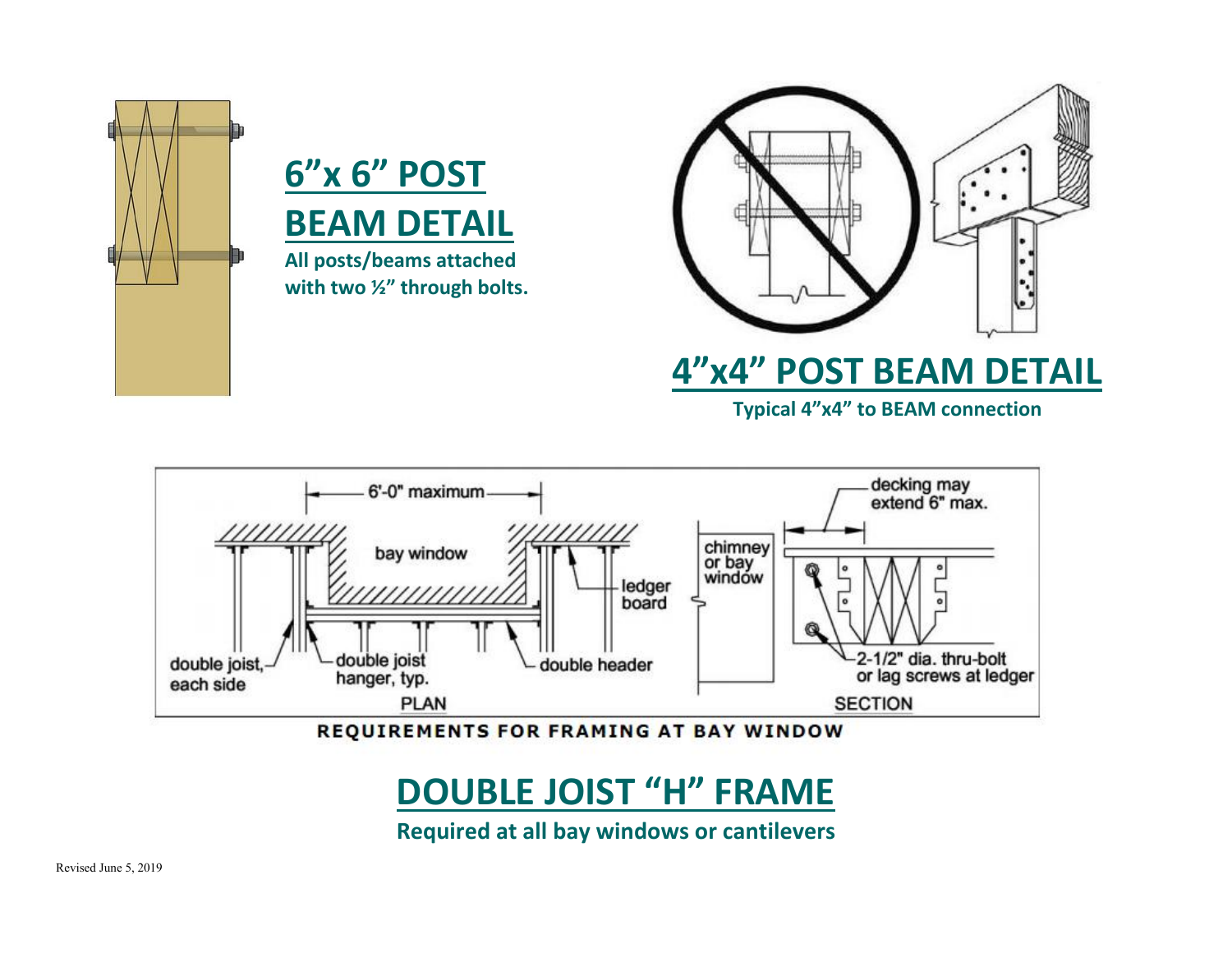## 6"x 6" POST BEAM DETAIL

**All posts/beams attached with two ½" through bolts.**

## 4"x4" POST BEAM DETAIL

**Typical 4"x4" to BEAM connection**

6'-0" maximum

bay window

ledger board

double joist, each side

double joist hanger, typ.

double header

PLAN

chimney or bay window

decking may extend 6" max.

2-1/2" dia. thru-bolt or lag screws at ledger

SECTION

REQUIREMENTS FOR FRAMING AT BAY WINDOW

## DOUBLE JOIST "H" FRAME

**Required at all bay windows or cantilevers**

Revised June 5, 2019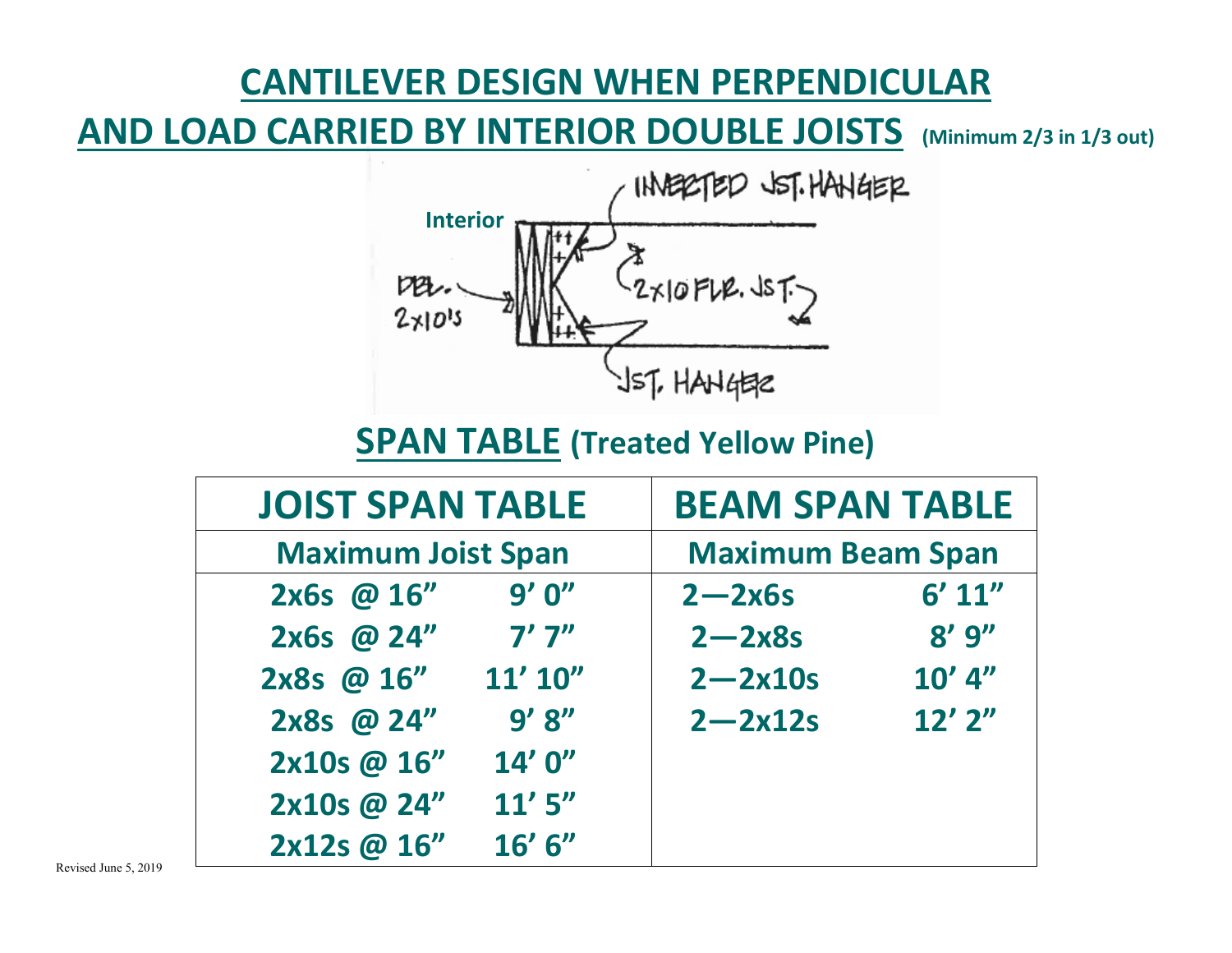# CANTILEVER DESIGN WHEN PERPENDICULAR AND LOAD CARRIED BY INTERIOR DOUBLE JOISTS (Minimum 2/3 in 1/3 out)

Interior

INVERTED JST. HANGER

DBL. 2x10's

2x10 FLR. JST.

JST. HANGER

## SPAN TABLE (Treated Yellow Pine)

| JOIST SPAN TABLE | | BEAM SPAN TABLE | |
|---|---|---|---|
| Maximum Joist Span | | Maximum Beam Span | |
| 2x6s @ 16" | 9' 0" | 2—2x6s | 6' 11" |
| 2x6s @ 24" | 7' 7" | 2—2x8s | 8' 9" |
| 2x8s @ 16" | 11' 10" | 2—2x10s | 10' 4" |
| 2x8s @ 24" | 9' 8" | 2—2x12s | 12' 2" |
| 2x10s @ 16" | 14' 0" | | |
| 2x10s @ 24" | 11' 5" | | |
| 2x12s @ 16" | 16' 6" | | |

Revised June 5, 2019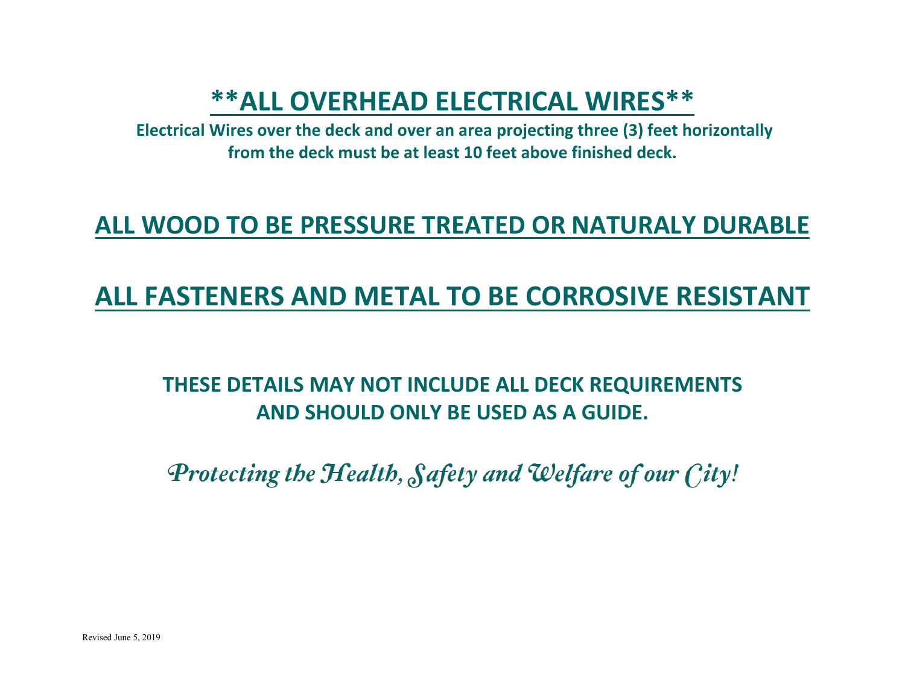## \*\*ALL OVERHEAD ELECTRICAL WIRES\*\*

**Electrical Wires over the deck and over an area projecting three (3) feet horizontally from the deck must be at least 10 feet above finished deck.**

## ALL WOOD TO BE PRESSURE TREATED OR NATURALY DURABLE

## ALL FASTENERS AND METAL TO BE CORROSIVE RESISTANT

**THESE DETAILS MAY NOT INCLUDE ALL DECK REQUIREMENTS AND SHOULD ONLY BE USED AS A GUIDE.**

*Protecting the Health, Safety and Welfare of our City!*

Revised June 5, 2019